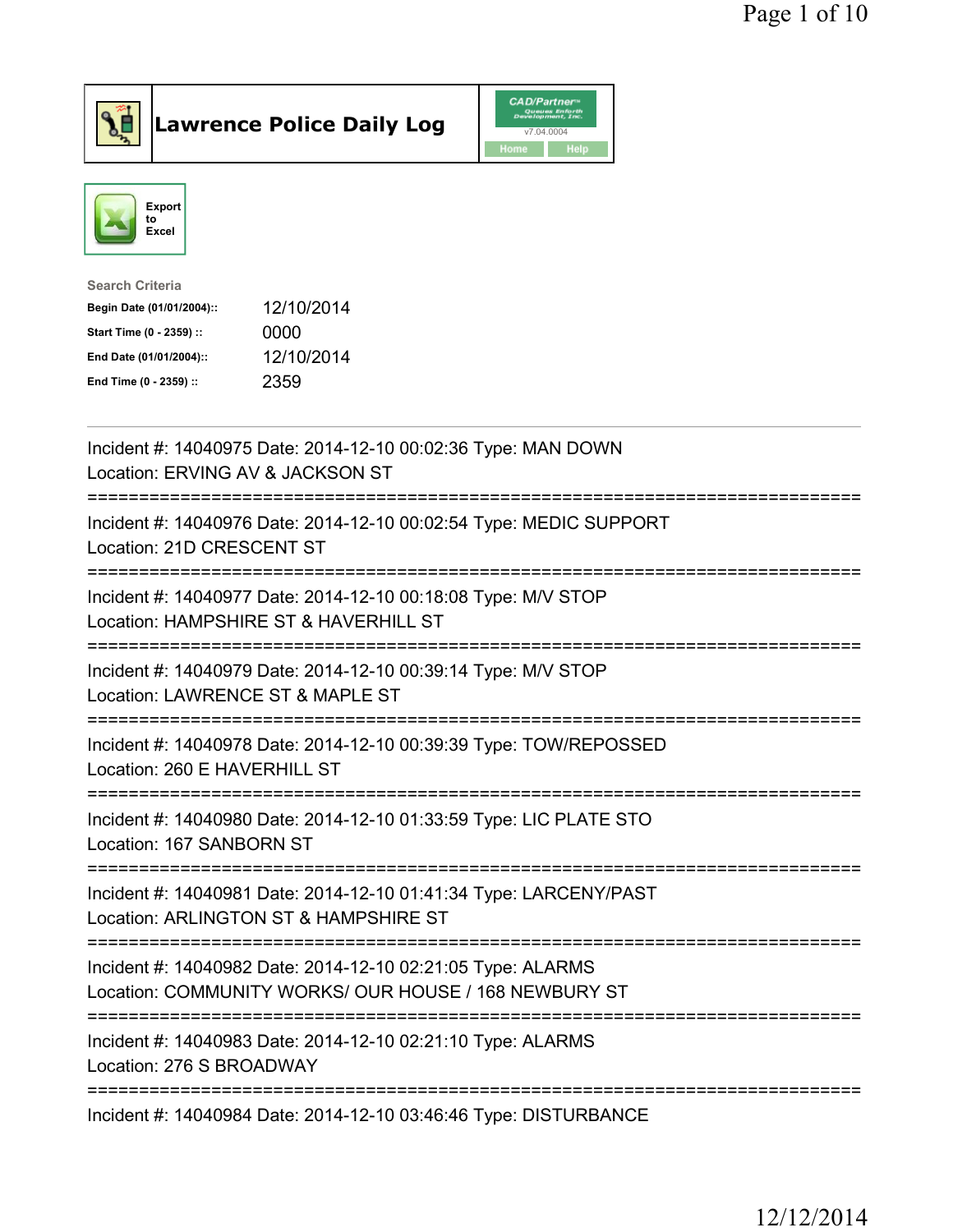# Lawrence Police Daily Log

CAD/Partner v7.04.0004

Home | Help

Export to Excel

**Search Criteria**

| | |
|---|---|
| **Begin Date (01/01/2004)::** | 12/10/2014 |
| **Start Time (0 - 2359) ::** | 0000 |
| **End Date (01/01/2004)::** | 12/10/2014 |
| **End Time (0 - 2359) ::** | 2359 |

---

Incident #: 14040975 Date: 2014-12-10 00:02:36 Type: MAN DOWN
Location: ERVING AV & JACKSON ST

===========================================================================

Incident #: 14040976 Date: 2014-12-10 00:02:54 Type: MEDIC SUPPORT
Location: 21D CRESCENT ST

===========================================================================

Incident #: 14040977 Date: 2014-12-10 00:18:08 Type: M/V STOP
Location: HAMPSHIRE ST & HAVERHILL ST

===========================================================================

Incident #: 14040979 Date: 2014-12-10 00:39:14 Type: M/V STOP
Location: LAWRENCE ST & MAPLE ST

===========================================================================

Incident #: 14040978 Date: 2014-12-10 00:39:39 Type: TOW/REPOSSED
Location: 260 E HAVERHILL ST

===========================================================================

Incident #: 14040980 Date: 2014-12-10 01:33:59 Type: LIC PLATE STO
Location: 167 SANBORN ST

===========================================================================

Incident #: 14040981 Date: 2014-12-10 01:41:34 Type: LARCENY/PAST
Location: ARLINGTON ST & HAMPSHIRE ST

===========================================================================

Incident #: 14040982 Date: 2014-12-10 02:21:05 Type: ALARMS
Location: COMMUNITY WORKS/ OUR HOUSE / 168 NEWBURY ST

===========================================================================

Incident #: 14040983 Date: 2014-12-10 02:21:10 Type: ALARMS
Location: 276 S BROADWAY

===========================================================================

Incident #: 14040984 Date: 2014-12-10 03:46:46 Type: DISTURBANCE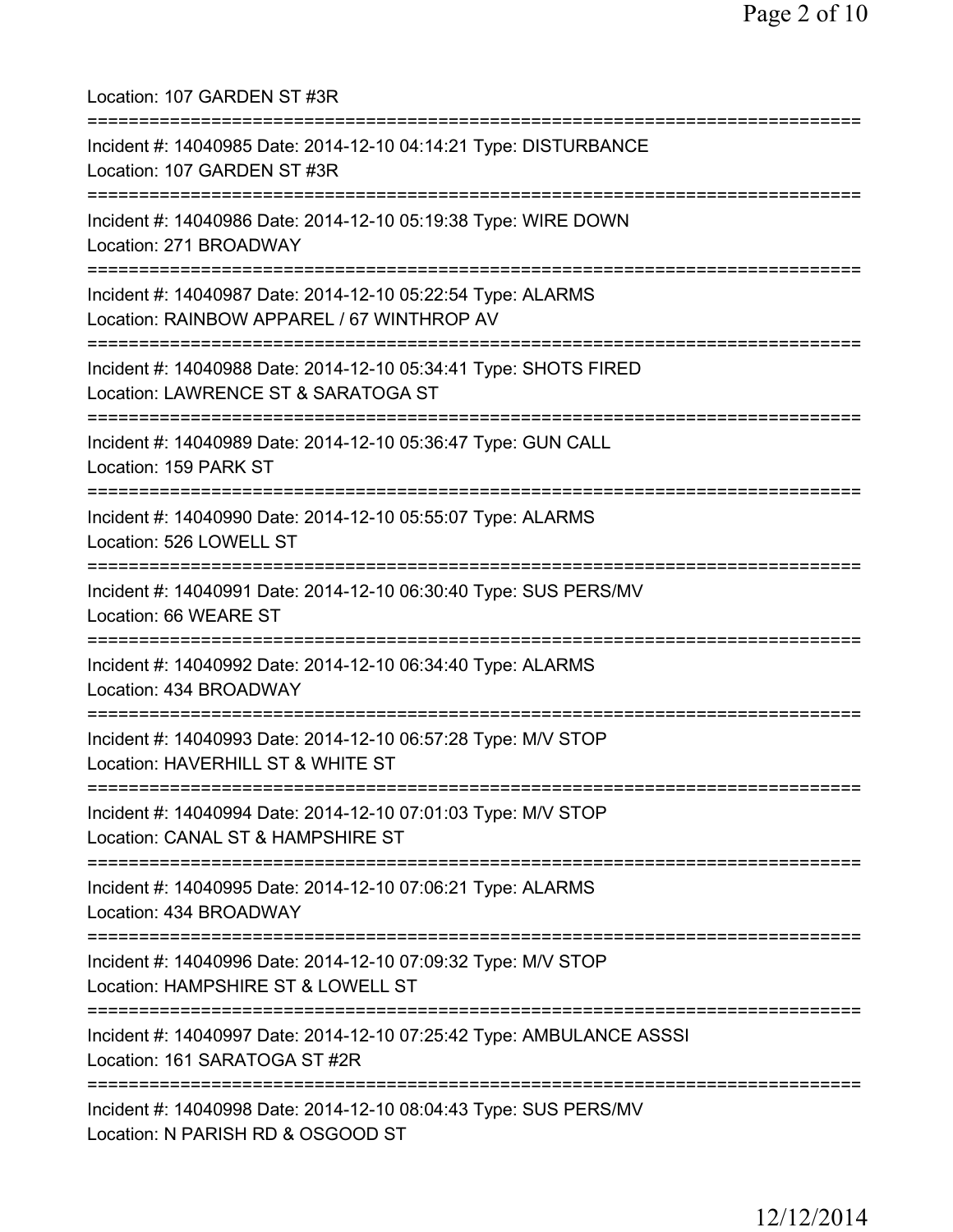Location: 107 GARDEN ST #3R

===========================================================================

Incident #: 14040985 Date: 2014-12-10 04:14:21 Type: DISTURBANCE
Location: 107 GARDEN ST #3R

===========================================================================

Incident #: 14040986 Date: 2014-12-10 05:19:38 Type: WIRE DOWN
Location: 271 BROADWAY

===========================================================================

Incident #: 14040987 Date: 2014-12-10 05:22:54 Type: ALARMS
Location: RAINBOW APPAREL / 67 WINTHROP AV

===========================================================================

Incident #: 14040988 Date: 2014-12-10 05:34:41 Type: SHOTS FIRED
Location: LAWRENCE ST & SARATOGA ST

===========================================================================

Incident #: 14040989 Date: 2014-12-10 05:36:47 Type: GUN CALL
Location: 159 PARK ST

===========================================================================

Incident #: 14040990 Date: 2014-12-10 05:55:07 Type: ALARMS
Location: 526 LOWELL ST

===========================================================================

Incident #: 14040991 Date: 2014-12-10 06:30:40 Type: SUS PERS/MV
Location: 66 WEARE ST

===========================================================================

Incident #: 14040992 Date: 2014-12-10 06:34:40 Type: ALARMS
Location: 434 BROADWAY

===========================================================================

Incident #: 14040993 Date: 2014-12-10 06:57:28 Type: M/V STOP
Location: HAVERHILL ST & WHITE ST

===========================================================================

Incident #: 14040994 Date: 2014-12-10 07:01:03 Type: M/V STOP
Location: CANAL ST & HAMPSHIRE ST

===========================================================================

Incident #: 14040995 Date: 2014-12-10 07:06:21 Type: ALARMS
Location: 434 BROADWAY

===========================================================================

Incident #: 14040996 Date: 2014-12-10 07:09:32 Type: M/V STOP
Location: HAMPSHIRE ST & LOWELL ST

===========================================================================

Incident #: 14040997 Date: 2014-12-10 07:25:42 Type: AMBULANCE ASSSI
Location: 161 SARATOGA ST #2R

===========================================================================

Incident #: 14040998 Date: 2014-12-10 08:04:43 Type: SUS PERS/MV
Location: N PARISH RD & OSGOOD ST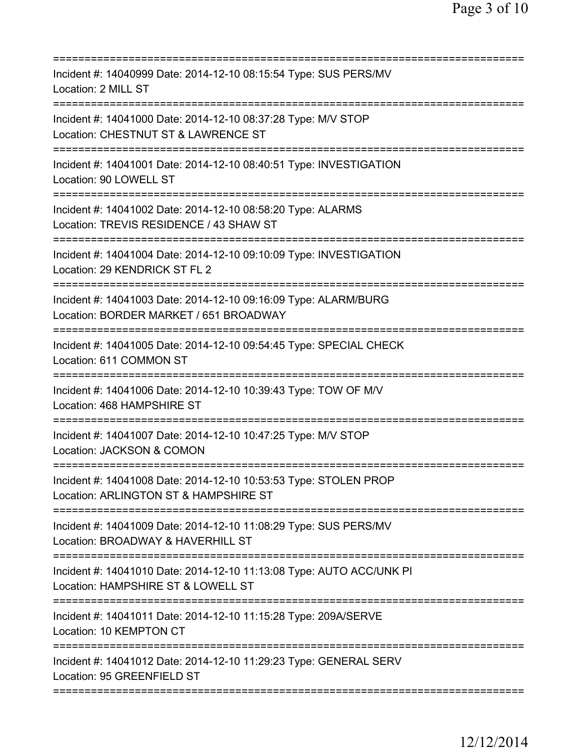===========================================================================
Incident #: 14040999 Date: 2014-12-10 08:15:54 Type: SUS PERS/MV
Location: 2 MILL ST
===========================================================================
Incident #: 14041000 Date: 2014-12-10 08:37:28 Type: M/V STOP
Location: CHESTNUT ST & LAWRENCE ST
===========================================================================
Incident #: 14041001 Date: 2014-12-10 08:40:51 Type: INVESTIGATION
Location: 90 LOWELL ST
===========================================================================
Incident #: 14041002 Date: 2014-12-10 08:58:20 Type: ALARMS
Location: TREVIS RESIDENCE / 43 SHAW ST
===========================================================================
Incident #: 14041004 Date: 2014-12-10 09:10:09 Type: INVESTIGATION
Location: 29 KENDRICK ST FL 2
===========================================================================
Incident #: 14041003 Date: 2014-12-10 09:16:09 Type: ALARM/BURG
Location: BORDER MARKET / 651 BROADWAY
===========================================================================
Incident #: 14041005 Date: 2014-12-10 09:54:45 Type: SPECIAL CHECK
Location: 611 COMMON ST
===========================================================================
Incident #: 14041006 Date: 2014-12-10 10:39:43 Type: TOW OF M/V
Location: 468 HAMPSHIRE ST
===========================================================================
Incident #: 14041007 Date: 2014-12-10 10:47:25 Type: M/V STOP
Location: JACKSON & COMON
===========================================================================
Incident #: 14041008 Date: 2014-12-10 10:53:53 Type: STOLEN PROP
Location: ARLINGTON ST & HAMPSHIRE ST
===========================================================================
Incident #: 14041009 Date: 2014-12-10 11:08:29 Type: SUS PERS/MV
Location: BROADWAY & HAVERHILL ST
===========================================================================
Incident #: 14041010 Date: 2014-12-10 11:13:08 Type: AUTO ACC/UNK PI
Location: HAMPSHIRE ST & LOWELL ST
===========================================================================
Incident #: 14041011 Date: 2014-12-10 11:15:28 Type: 209A/SERVE
Location: 10 KEMPTON CT
===========================================================================
Incident #: 14041012 Date: 2014-12-10 11:29:23 Type: GENERAL SERV
Location: 95 GREENFIELD ST
===========================================================================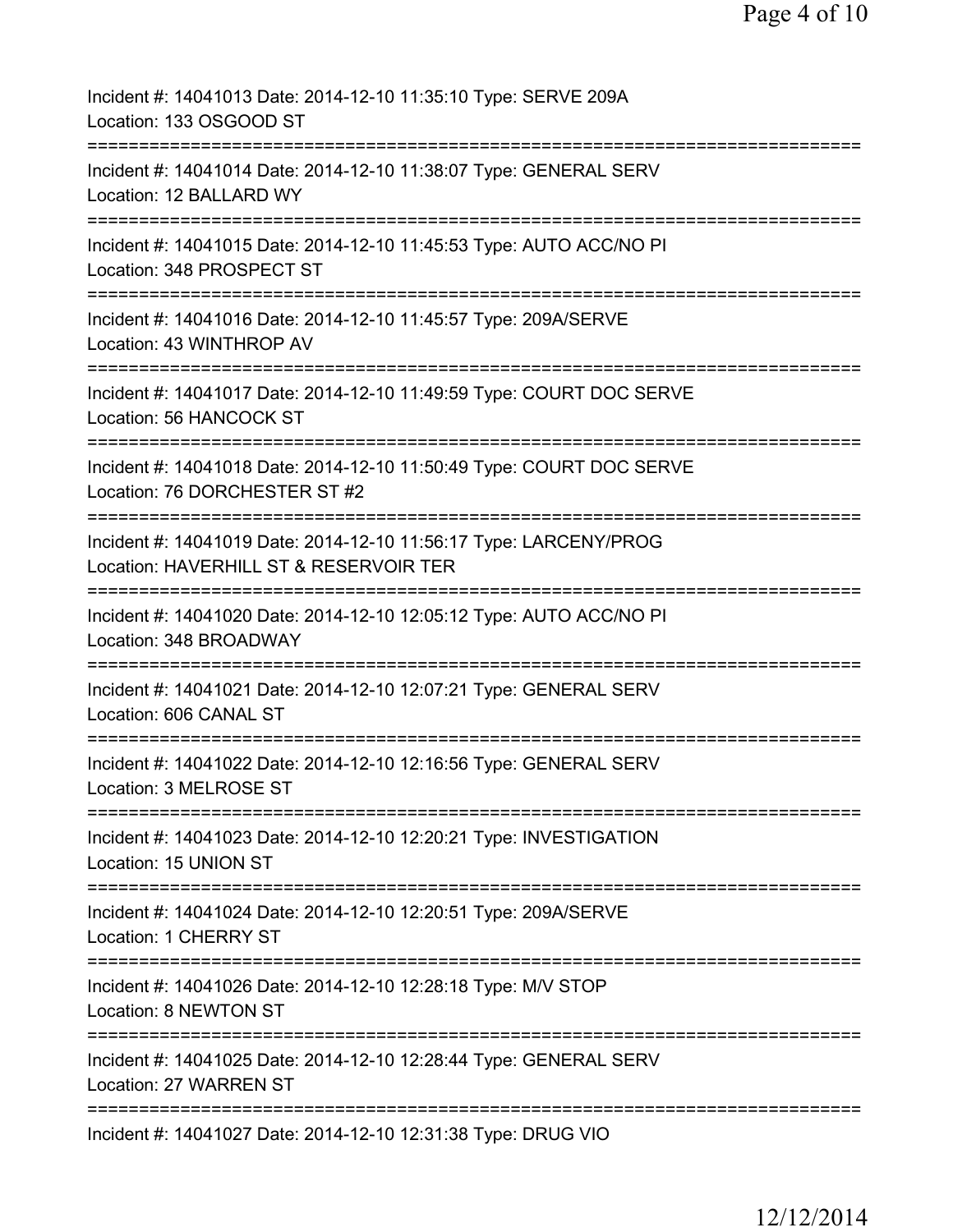Incident #: 14041013 Date: 2014-12-10 11:35:10 Type: SERVE 209A
Location: 133 OSGOOD ST
===========================================================================
Incident #: 14041014 Date: 2014-12-10 11:38:07 Type: GENERAL SERV
Location: 12 BALLARD WY
===========================================================================
Incident #: 14041015 Date: 2014-12-10 11:45:53 Type: AUTO ACC/NO PI
Location: 348 PROSPECT ST
===========================================================================
Incident #: 14041016 Date: 2014-12-10 11:45:57 Type: 209A/SERVE
Location: 43 WINTHROP AV
===========================================================================
Incident #: 14041017 Date: 2014-12-10 11:49:59 Type: COURT DOC SERVE
Location: 56 HANCOCK ST
===========================================================================
Incident #: 14041018 Date: 2014-12-10 11:50:49 Type: COURT DOC SERVE
Location: 76 DORCHESTER ST #2
===========================================================================
Incident #: 14041019 Date: 2014-12-10 11:56:17 Type: LARCENY/PROG
Location: HAVERHILL ST & RESERVOIR TER
===========================================================================
Incident #: 14041020 Date: 2014-12-10 12:05:12 Type: AUTO ACC/NO PI
Location: 348 BROADWAY
===========================================================================
Incident #: 14041021 Date: 2014-12-10 12:07:21 Type: GENERAL SERV
Location: 606 CANAL ST
===========================================================================
Incident #: 14041022 Date: 2014-12-10 12:16:56 Type: GENERAL SERV
Location: 3 MELROSE ST
===========================================================================
Incident #: 14041023 Date: 2014-12-10 12:20:21 Type: INVESTIGATION
Location: 15 UNION ST
===========================================================================
Incident #: 14041024 Date: 2014-12-10 12:20:51 Type: 209A/SERVE
Location: 1 CHERRY ST
===========================================================================
Incident #: 14041026 Date: 2014-12-10 12:28:18 Type: M/V STOP
Location: 8 NEWTON ST
===========================================================================
Incident #: 14041025 Date: 2014-12-10 12:28:44 Type: GENERAL SERV
Location: 27 WARREN ST
===========================================================================
Incident #: 14041027 Date: 2014-12-10 12:31:38 Type: DRUG VIO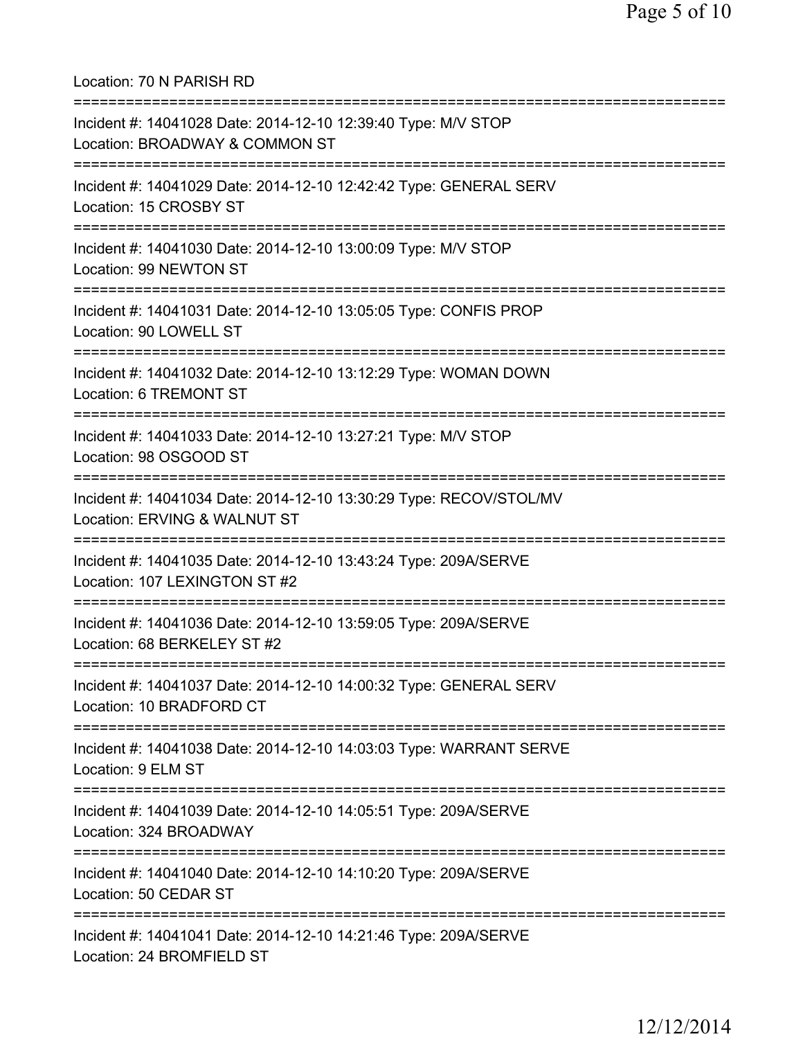Location: 70 N PARISH RD

===========================================================================

Incident #: 14041028 Date: 2014-12-10 12:39:40 Type: M/V STOP
Location: BROADWAY & COMMON ST

===========================================================================

Incident #: 14041029 Date: 2014-12-10 12:42:42 Type: GENERAL SERV
Location: 15 CROSBY ST

===========================================================================

Incident #: 14041030 Date: 2014-12-10 13:00:09 Type: M/V STOP
Location: 99 NEWTON ST

===========================================================================

Incident #: 14041031 Date: 2014-12-10 13:05:05 Type: CONFIS PROP
Location: 90 LOWELL ST

===========================================================================

Incident #: 14041032 Date: 2014-12-10 13:12:29 Type: WOMAN DOWN
Location: 6 TREMONT ST

===========================================================================

Incident #: 14041033 Date: 2014-12-10 13:27:21 Type: M/V STOP
Location: 98 OSGOOD ST

===========================================================================

Incident #: 14041034 Date: 2014-12-10 13:30:29 Type: RECOV/STOL/MV
Location: ERVING & WALNUT ST

===========================================================================

Incident #: 14041035 Date: 2014-12-10 13:43:24 Type: 209A/SERVE
Location: 107 LEXINGTON ST #2

===========================================================================

Incident #: 14041036 Date: 2014-12-10 13:59:05 Type: 209A/SERVE
Location: 68 BERKELEY ST #2

===========================================================================

Incident #: 14041037 Date: 2014-12-10 14:00:32 Type: GENERAL SERV
Location: 10 BRADFORD CT

===========================================================================

Incident #: 14041038 Date: 2014-12-10 14:03:03 Type: WARRANT SERVE
Location: 9 ELM ST

===========================================================================

Incident #: 14041039 Date: 2014-12-10 14:05:51 Type: 209A/SERVE
Location: 324 BROADWAY

===========================================================================

Incident #: 14041040 Date: 2014-12-10 14:10:20 Type: 209A/SERVE
Location: 50 CEDAR ST

===========================================================================

Incident #: 14041041 Date: 2014-12-10 14:21:46 Type: 209A/SERVE
Location: 24 BROMFIELD ST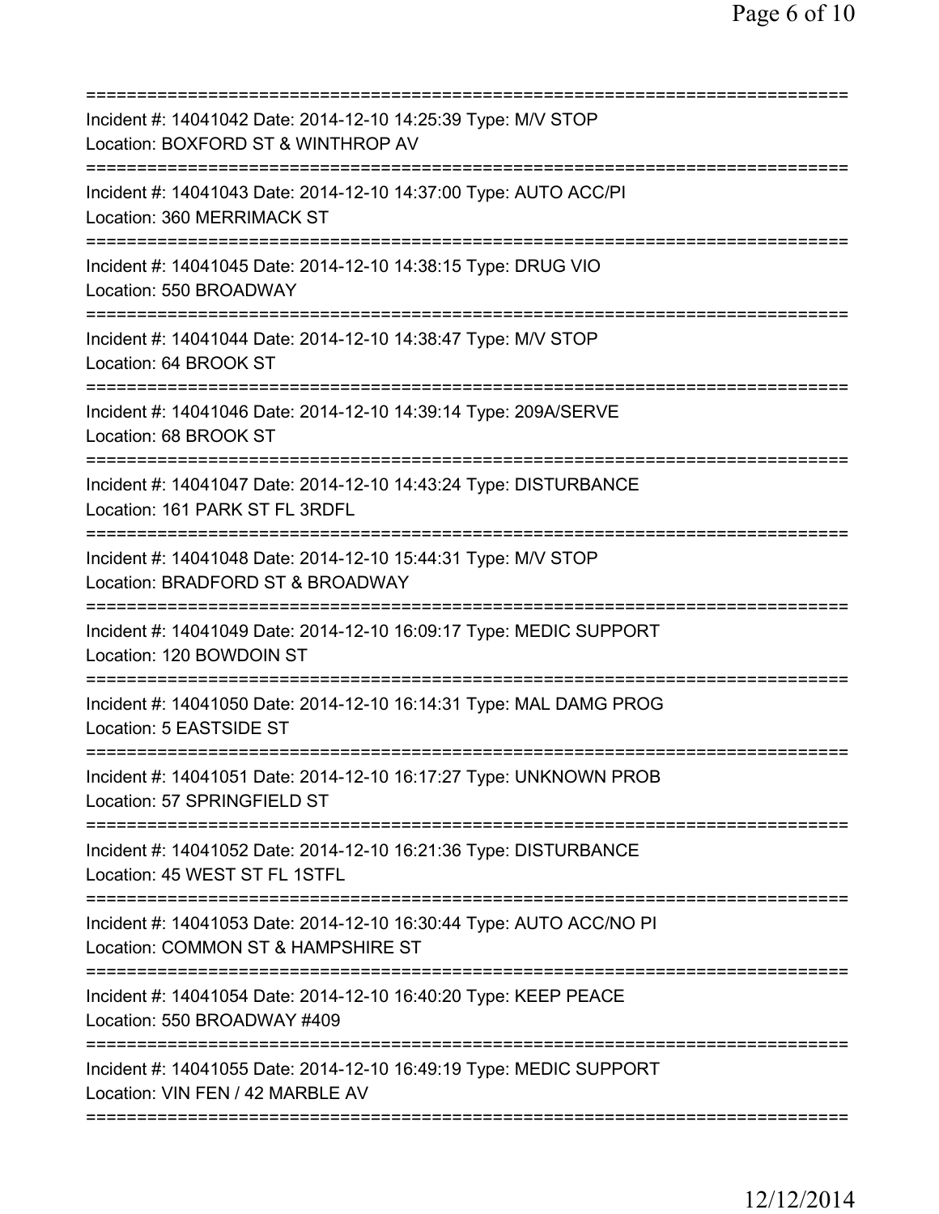===========================================================================
Incident #: 14041042 Date: 2014-12-10 14:25:39 Type: M/V STOP
Location: BOXFORD ST & WINTHROP AV
===========================================================================
Incident #: 14041043 Date: 2014-12-10 14:37:00 Type: AUTO ACC/PI
Location: 360 MERRIMACK ST
===========================================================================
Incident #: 14041045 Date: 2014-12-10 14:38:15 Type: DRUG VIO
Location: 550 BROADWAY
===========================================================================
Incident #: 14041044 Date: 2014-12-10 14:38:47 Type: M/V STOP
Location: 64 BROOK ST
===========================================================================
Incident #: 14041046 Date: 2014-12-10 14:39:14 Type: 209A/SERVE
Location: 68 BROOK ST
===========================================================================
Incident #: 14041047 Date: 2014-12-10 14:43:24 Type: DISTURBANCE
Location: 161 PARK ST FL 3RDFL
===========================================================================
Incident #: 14041048 Date: 2014-12-10 15:44:31 Type: M/V STOP
Location: BRADFORD ST & BROADWAY
===========================================================================
Incident #: 14041049 Date: 2014-12-10 16:09:17 Type: MEDIC SUPPORT
Location: 120 BOWDOIN ST
===========================================================================
Incident #: 14041050 Date: 2014-12-10 16:14:31 Type: MAL DAMG PROG
Location: 5 EASTSIDE ST
===========================================================================
Incident #: 14041051 Date: 2014-12-10 16:17:27 Type: UNKNOWN PROB
Location: 57 SPRINGFIELD ST
===========================================================================
Incident #: 14041052 Date: 2014-12-10 16:21:36 Type: DISTURBANCE
Location: 45 WEST ST FL 1STFL
===========================================================================
Incident #: 14041053 Date: 2014-12-10 16:30:44 Type: AUTO ACC/NO PI
Location: COMMON ST & HAMPSHIRE ST
===========================================================================
Incident #: 14041054 Date: 2014-12-10 16:40:20 Type: KEEP PEACE
Location: 550 BROADWAY #409
===========================================================================
Incident #: 14041055 Date: 2014-12-10 16:49:19 Type: MEDIC SUPPORT
Location: VIN FEN / 42 MARBLE AV
===========================================================================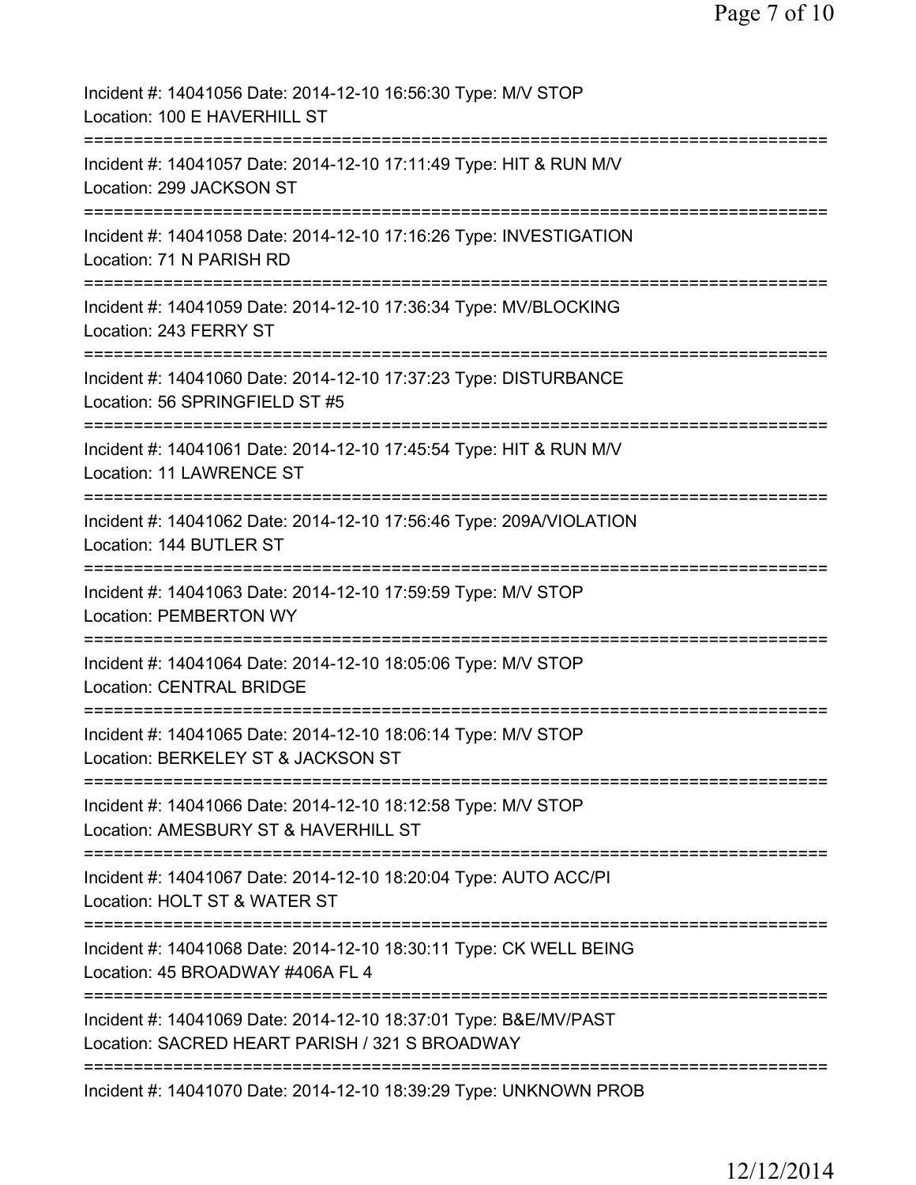Incident #: 14041056 Date: 2014-12-10 16:56:30 Type: M/V STOP
Location: 100 E HAVERHILL ST
===========================================================================
Incident #: 14041057 Date: 2014-12-10 17:11:49 Type: HIT & RUN M/V
Location: 299 JACKSON ST
===========================================================================
Incident #: 14041058 Date: 2014-12-10 17:16:26 Type: INVESTIGATION
Location: 71 N PARISH RD
===========================================================================
Incident #: 14041059 Date: 2014-12-10 17:36:34 Type: MV/BLOCKING
Location: 243 FERRY ST
===========================================================================
Incident #: 14041060 Date: 2014-12-10 17:37:23 Type: DISTURBANCE
Location: 56 SPRINGFIELD ST #5
===========================================================================
Incident #: 14041061 Date: 2014-12-10 17:45:54 Type: HIT & RUN M/V
Location: 11 LAWRENCE ST
===========================================================================
Incident #: 14041062 Date: 2014-12-10 17:56:46 Type: 209A/VIOLATION
Location: 144 BUTLER ST
===========================================================================
Incident #: 14041063 Date: 2014-12-10 17:59:59 Type: M/V STOP
Location: PEMBERTON WY
===========================================================================
Incident #: 14041064 Date: 2014-12-10 18:05:06 Type: M/V STOP
Location: CENTRAL BRIDGE
===========================================================================
Incident #: 14041065 Date: 2014-12-10 18:06:14 Type: M/V STOP
Location: BERKELEY ST & JACKSON ST
===========================================================================
Incident #: 14041066 Date: 2014-12-10 18:12:58 Type: M/V STOP
Location: AMESBURY ST & HAVERHILL ST
===========================================================================
Incident #: 14041067 Date: 2014-12-10 18:20:04 Type: AUTO ACC/PI
Location: HOLT ST & WATER ST
===========================================================================
Incident #: 14041068 Date: 2014-12-10 18:30:11 Type: CK WELL BEING
Location: 45 BROADWAY #406A FL 4
===========================================================================
Incident #: 14041069 Date: 2014-12-10 18:37:01 Type: B&E/MV/PAST
Location: SACRED HEART PARISH / 321 S BROADWAY
===========================================================================
Incident #: 14041070 Date: 2014-12-10 18:39:29 Type: UNKNOWN PROB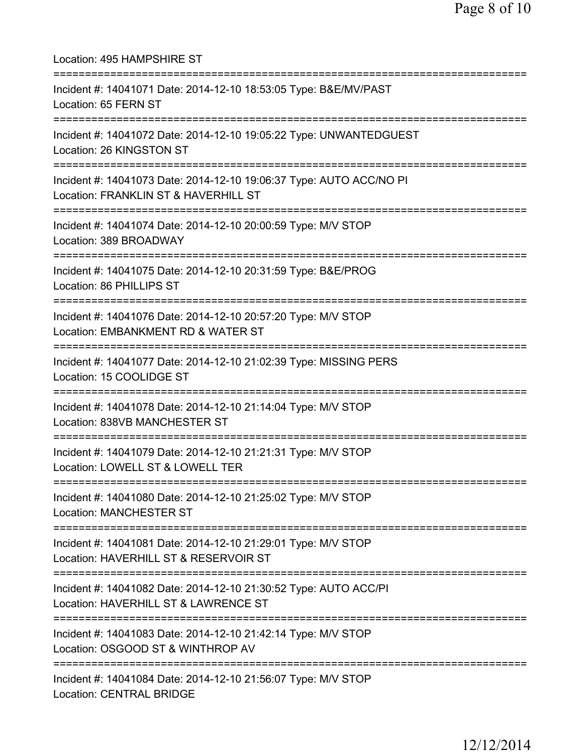Location: 495 HAMPSHIRE ST

===========================================================================

Incident #: 14041071 Date: 2014-12-10 18:53:05 Type: B&E/MV/PAST
Location: 65 FERN ST

===========================================================================

Incident #: 14041072 Date: 2014-12-10 19:05:22 Type: UNWANTEDGUEST
Location: 26 KINGSTON ST

===========================================================================

Incident #: 14041073 Date: 2014-12-10 19:06:37 Type: AUTO ACC/NO PI
Location: FRANKLIN ST & HAVERHILL ST

===========================================================================

Incident #: 14041074 Date: 2014-12-10 20:00:59 Type: M/V STOP
Location: 389 BROADWAY

===========================================================================

Incident #: 14041075 Date: 2014-12-10 20:31:59 Type: B&E/PROG
Location: 86 PHILLIPS ST

===========================================================================

Incident #: 14041076 Date: 2014-12-10 20:57:20 Type: M/V STOP
Location: EMBANKMENT RD & WATER ST

===========================================================================

Incident #: 14041077 Date: 2014-12-10 21:02:39 Type: MISSING PERS
Location: 15 COOLIDGE ST

===========================================================================

Incident #: 14041078 Date: 2014-12-10 21:14:04 Type: M/V STOP
Location: 838VB MANCHESTER ST

===========================================================================

Incident #: 14041079 Date: 2014-12-10 21:21:31 Type: M/V STOP
Location: LOWELL ST & LOWELL TER

===========================================================================

Incident #: 14041080 Date: 2014-12-10 21:25:02 Type: M/V STOP
Location: MANCHESTER ST

===========================================================================

Incident #: 14041081 Date: 2014-12-10 21:29:01 Type: M/V STOP
Location: HAVERHILL ST & RESERVOIR ST

===========================================================================

Incident #: 14041082 Date: 2014-12-10 21:30:52 Type: AUTO ACC/PI
Location: HAVERHILL ST & LAWRENCE ST

===========================================================================

Incident #: 14041083 Date: 2014-12-10 21:42:14 Type: M/V STOP
Location: OSGOOD ST & WINTHROP AV

===========================================================================

Incident #: 14041084 Date: 2014-12-10 21:56:07 Type: M/V STOP
Location: CENTRAL BRIDGE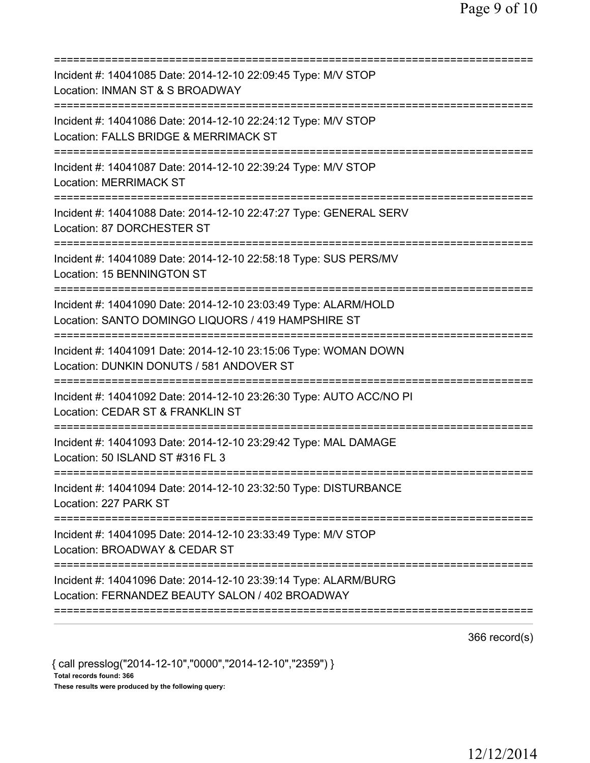===========================================================================

Incident #: 14041085 Date: 2014-12-10 22:09:45 Type: M/V STOP
Location: INMAN ST & S BROADWAY

===========================================================================

Incident #: 14041086 Date: 2014-12-10 22:24:12 Type: M/V STOP
Location: FALLS BRIDGE & MERRIMACK ST

===========================================================================

Incident #: 14041087 Date: 2014-12-10 22:39:24 Type: M/V STOP
Location: MERRIMACK ST

===========================================================================

Incident #: 14041088 Date: 2014-12-10 22:47:27 Type: GENERAL SERV
Location: 87 DORCHESTER ST

===========================================================================

Incident #: 14041089 Date: 2014-12-10 22:58:18 Type: SUS PERS/MV
Location: 15 BENNINGTON ST

===========================================================================

Incident #: 14041090 Date: 2014-12-10 23:03:49 Type: ALARM/HOLD
Location: SANTO DOMINGO LIQUORS / 419 HAMPSHIRE ST

===========================================================================

Incident #: 14041091 Date: 2014-12-10 23:15:06 Type: WOMAN DOWN
Location: DUNKIN DONUTS / 581 ANDOVER ST

===========================================================================

Incident #: 14041092 Date: 2014-12-10 23:26:30 Type: AUTO ACC/NO PI
Location: CEDAR ST & FRANKLIN ST

===========================================================================

Incident #: 14041093 Date: 2014-12-10 23:29:42 Type: MAL DAMAGE
Location: 50 ISLAND ST #316 FL 3

===========================================================================

Incident #: 14041094 Date: 2014-12-10 23:32:50 Type: DISTURBANCE
Location: 227 PARK ST

===========================================================================

Incident #: 14041095 Date: 2014-12-10 23:33:49 Type: M/V STOP
Location: BROADWAY & CEDAR ST

===========================================================================

Incident #: 14041096 Date: 2014-12-10 23:39:14 Type: ALARM/BURG
Location: FERNANDEZ BEAUTY SALON / 402 BROADWAY

===========================================================================

366 record(s)

{ call presslog("2014-12-10","0000","2014-12-10","2359") }

**Total records found: 366**

**These results were produced by the following query:**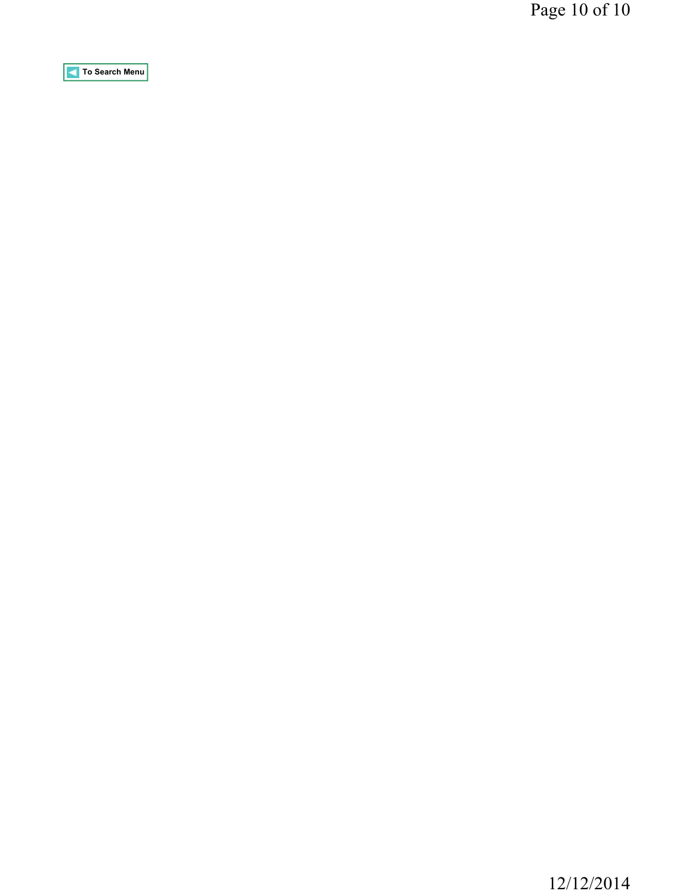To Search Menu